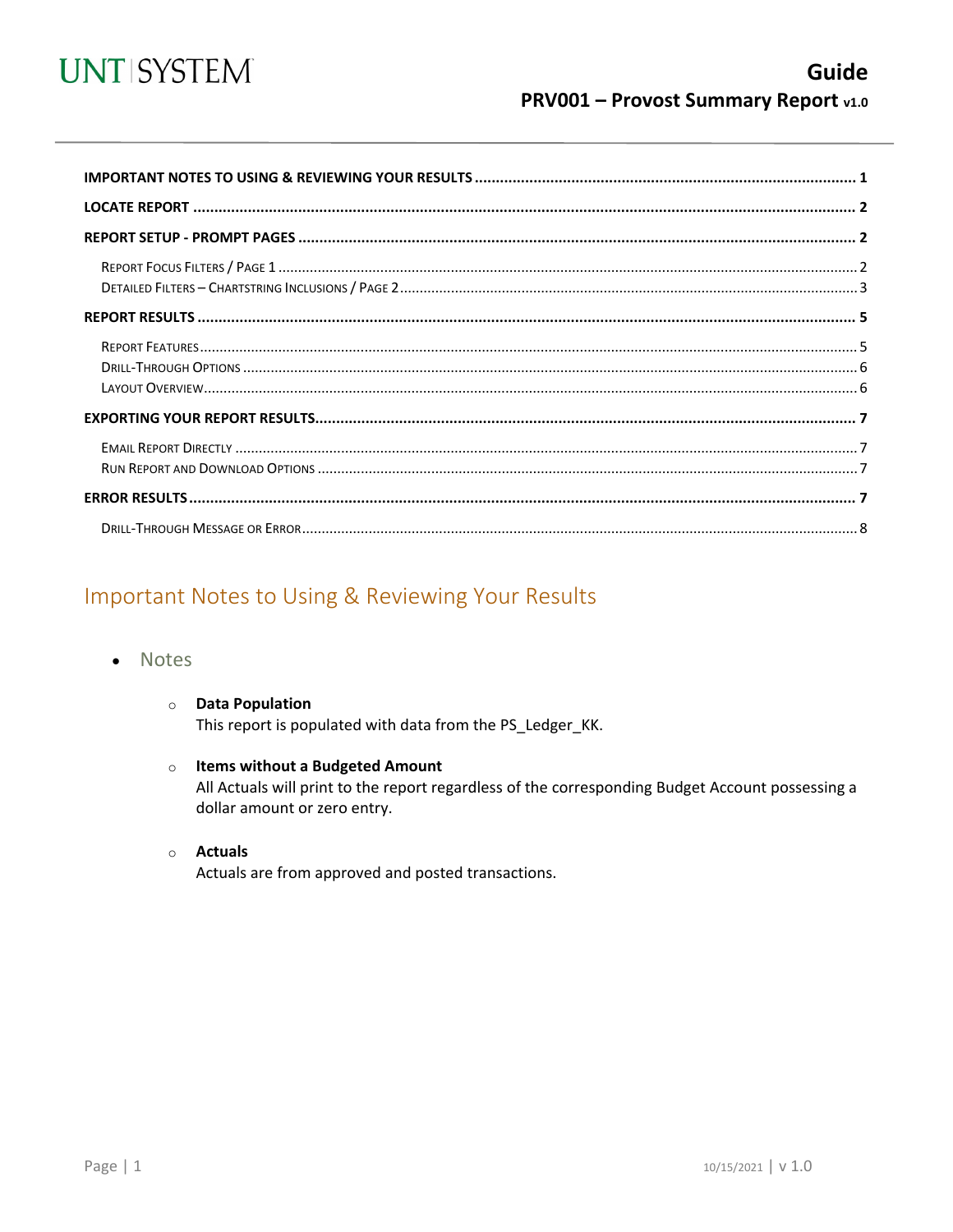# Guide

## PRV001 – Provost Summary Report v1.0

| | |
|---|---|
| **IMPORTANT NOTES TO USING & REVIEWING YOUR RESULTS** | **1** |
| **LOCATE REPORT** | **2** |
| **REPORT SETUP - PROMPT PAGES** | **2** |
| Report Focus Filters / Page 1 | 2 |
| Detailed Filters – Chartstring Inclusions / Page 2 | 3 |
| **REPORT RESULTS** | **5** |
| Report Features | 5 |
| Drill-Through Options | 6 |
| Layout Overview | 6 |
| **EXPORTING YOUR REPORT RESULTS** | **7** |
| Email Report Directly | 7 |
| Run Report and Download Options | 7 |
| **ERROR RESULTS** | **7** |
| Drill-Through Message or Error | 8 |

## Important Notes to Using & Reviewing Your Results

- Notes
  - **Data Population**
    This report is populated with data from the PS_Ledger_KK.
  - **Items without a Budgeted Amount**
    All Actuals will print to the report regardless of the corresponding Budget Account possessing a dollar amount or zero entry.
  - **Actuals**
    Actuals are from approved and posted transactions.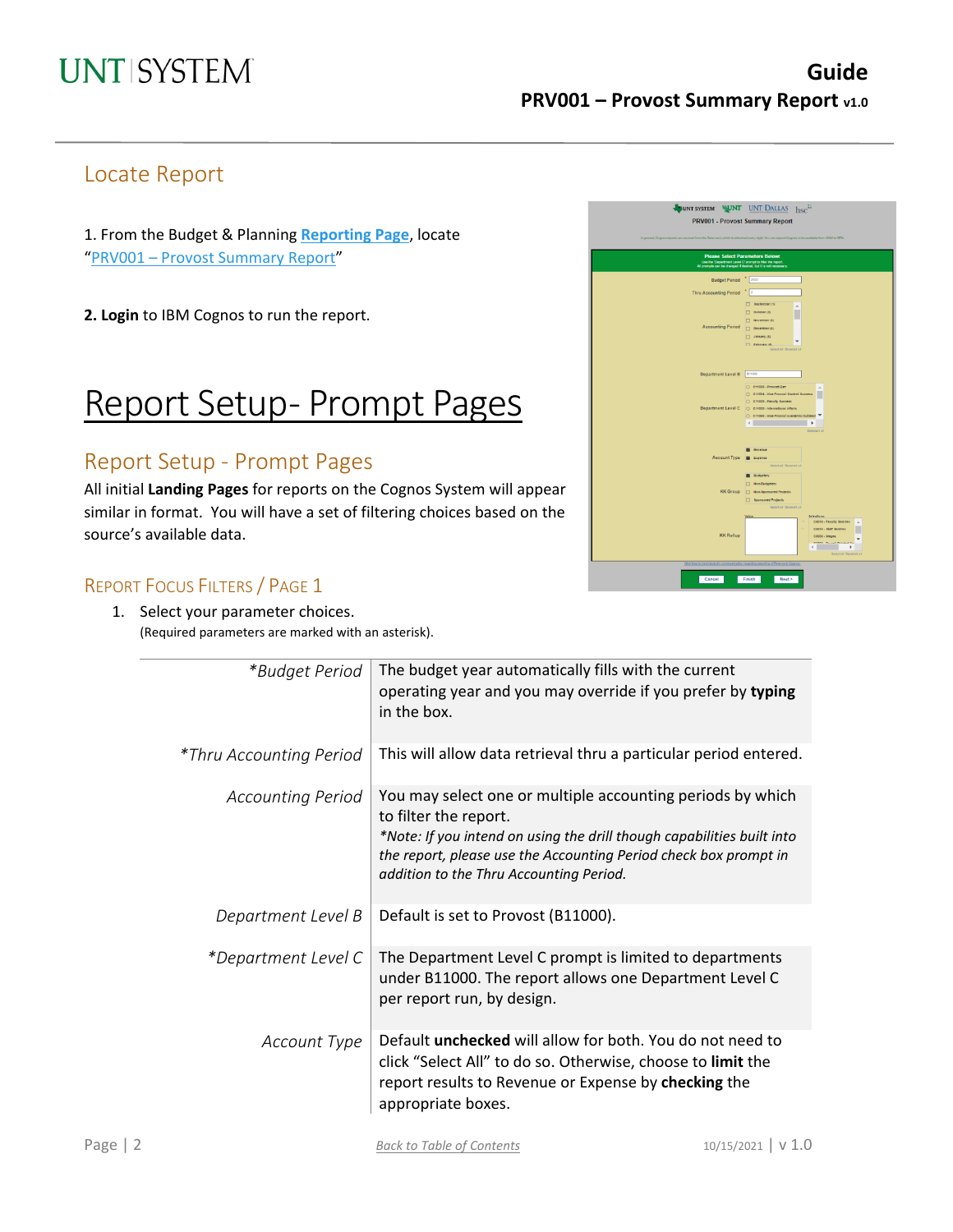## Locate Report

1. From the Budget & Planning **Reporting Page**, locate "PRV001 – Provost Summary Report"

**2. Login** to IBM Cognos to run the report.

# Report Setup- Prompt Pages

## Report Setup - Prompt Pages

All initial **Landing Pages** for reports on the Cognos System will appear similar in format. You will have a set of filtering choices based on the source's available data.

### Report Focus Filters / Page 1

1. Select your parameter choices.
   (Required parameters are marked with an asterisk).

| | |
|---|---|
| *\*Budget Period* | The budget year automatically fills with the current operating year and you may override if you prefer by **typing** in the box. |
| *\*Thru Accounting Period* | This will allow data retrieval thru a particular period entered. |
| *Accounting Period* | You may select one or multiple accounting periods by which to filter the report. *\*Note: If you intend on using the drill though capabilities built into the report, please use the Accounting Period check box prompt in addition to the Thru Accounting Period.* |
| *Department Level B* | Default is set to Provost (B11000). |
| *\*Department Level C* | The Department Level C prompt is limited to departments under B11000. The report allows one Department Level C per report run, by design. |
| *Account Type* | Default **unchecked** will allow for both. You do not need to click "Select All" to do so. Otherwise, choose to **limit** the report results to Revenue or Expense by **checking** the appropriate boxes. |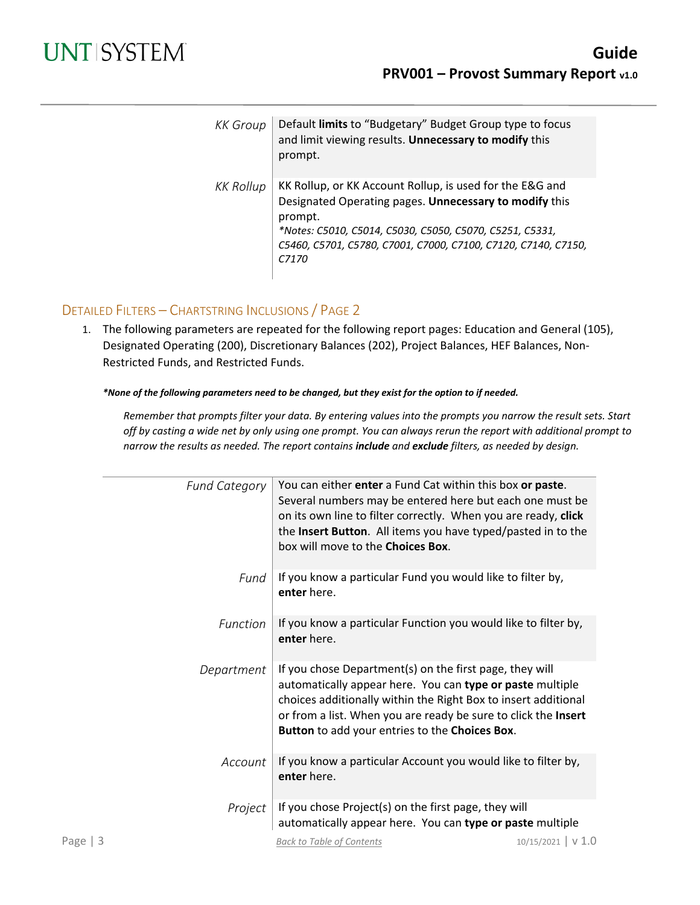| | |
|---|---|
| *KK Group* | Default **limits** to "Budgetary" Budget Group type to focus and limit viewing results. **Unnecessary to modify** this prompt. |
| *KK Rollup* | KK Rollup, or KK Account Rollup, is used for the E&G and Designated Operating pages. **Unnecessary to modify** this prompt. *\*Notes: C5010, C5014, C5030, C5050, C5070, C5251, C5331, C5460, C5701, C5780, C7001, C7000, C7100, C7120, C7140, C7150, C7170* |

## Detailed Filters – Chartstring Inclusions / Page 2

1. The following parameters are repeated for the following report pages: Education and General (105), Designated Operating (200), Discretionary Balances (202), Project Balances, HEF Balances, Non-Restricted Funds, and Restricted Funds.

***None of the following parameters need to be changed, but they exist for the option to if needed.***

*Remember that prompts filter your data. By entering values into the prompts you narrow the result sets. Start off by casting a wide net by only using one prompt. You can always rerun the report with additional prompt to narrow the results as needed. The report contains **include** and **exclude** filters, as needed by design.*

| | |
|---|---|
| *Fund Category* | You can either **enter** a Fund Cat within this box **or paste**. Several numbers may be entered here but each one must be on its own line to filter correctly. When you are ready, **click** the **Insert Button**. All items you have typed/pasted in to the box will move to the **Choices Box**. |
| *Fund* | If you know a particular Fund you would like to filter by, **enter** here. |
| *Function* | If you know a particular Function you would like to filter by, **enter** here. |
| *Department* | If you chose Department(s) on the first page, they will automatically appear here. You can **type or paste** multiple choices additionally within the Right Box to insert additional or from a list. When you are ready be sure to click the **Insert Button** to add your entries to the **Choices Box**. |
| *Account* | If you know a particular Account you would like to filter by, **enter** here. |
| *Project* | If you chose Project(s) on the first page, they will automatically appear here. You can **type or paste** multiple |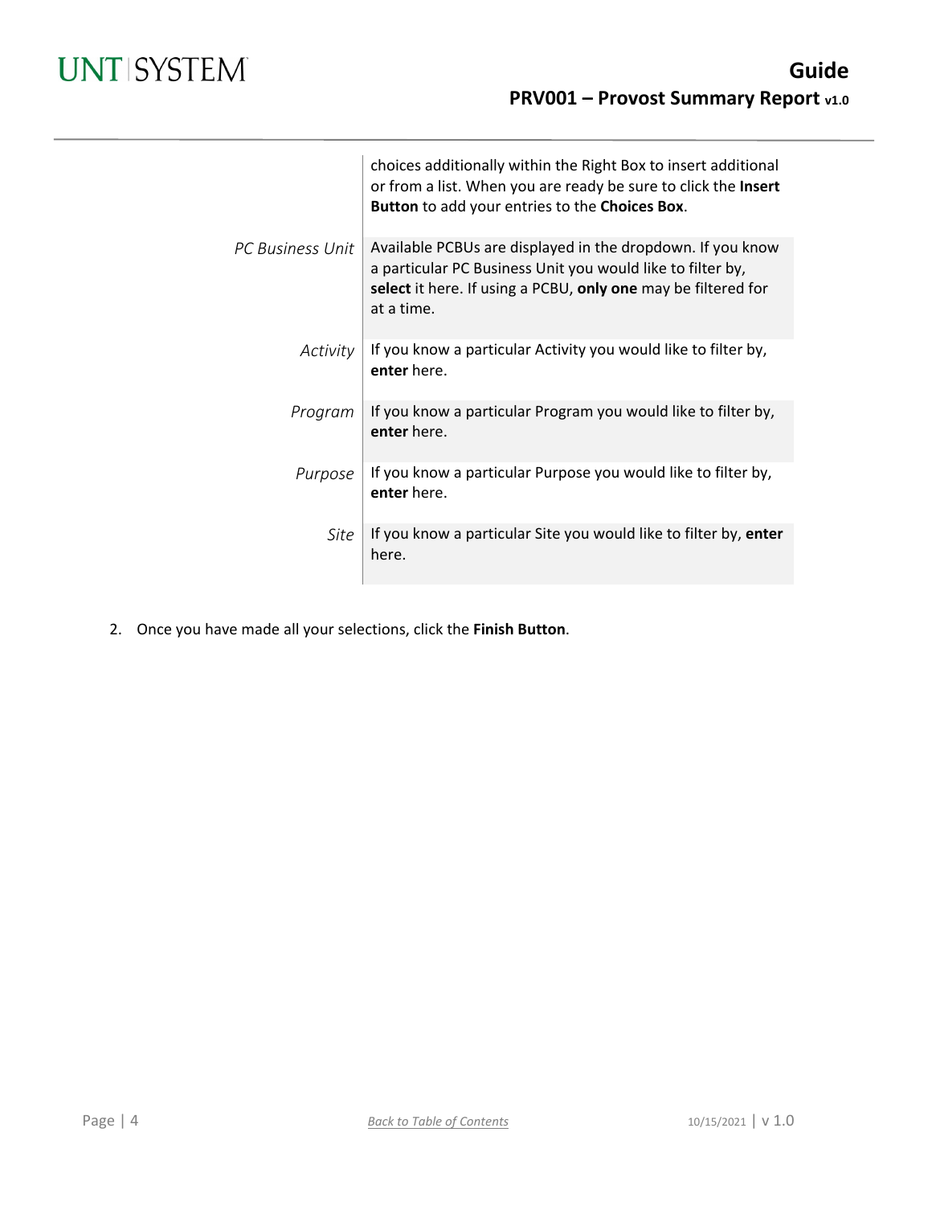| | |
|---|---|
| | choices additionally within the Right Box to insert additional or from a list. When you are ready be sure to click the **Insert Button** to add your entries to the **Choices Box**. |
| *PC Business Unit* | Available PCBUs are displayed in the dropdown. If you know a particular PC Business Unit you would like to filter by, **select** it here. If using a PCBU, **only one** may be filtered for at a time. |
| *Activity* | If you know a particular Activity you would like to filter by, **enter** here. |
| *Program* | If you know a particular Program you would like to filter by, **enter** here. |
| *Purpose* | If you know a particular Purpose you would like to filter by, **enter** here. |
| *Site* | If you know a particular Site you would like to filter by, **enter** here. |

2. Once you have made all your selections, click the **Finish Button**.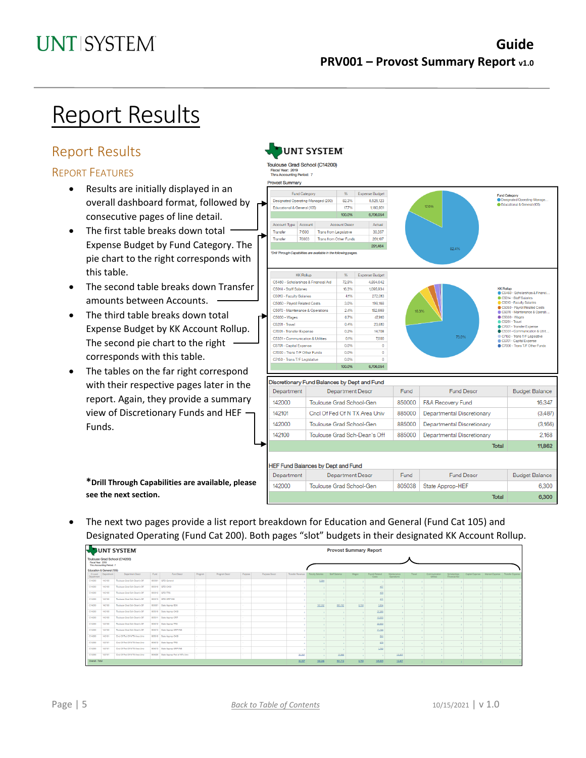# Report Results

## Report Results

### Report Features

- Results are initially displayed in an overall dashboard format, followed by consecutive pages of line detail.
- The first table breaks down total Expense Budget by Fund Category. The pie chart to the right corresponds with this table.
- The second table breaks down Transfer amounts between Accounts.
- The third table breaks down total Expense Budget by KK Account Rollup. The second pie chart to the right corresponds with this table.
- The tables on the far right correspond with their respective pages later in the report. Again, they provide a summary view of Discretionary Funds and HEF Funds.

**UNT SYSTEM**

Toulouse Grad School (C14200)
Fiscal Year: 2019
Thru Accounting Period: 7

Provost Summary

| Fund Category | % | Expense Budget |
|---|---|---|
| Designated Operating-Managed (200) | 82.3% | 5,525,123 |
| Educational & General (105) | 17.7% | 1,180,931 |
| | 100.0% | 6,706,054 |

| Account Type | Account | Account Descr | Actual |
|---|---|---|---|
| Transfer | 71500 | Trans from Legislative | 30,357 |
| Transfer | 70003 | Trans from Other Funds | 261,107 |
| | | | 291,464 |

*Drill Through Capabilities are available in the following pages.

| KK Rollup | % | Expense Budget |
|---|---|---|
| C5480 - Scholarships & Financial Aid | 72.9% | 4,894,042 |
| C5014 - Staff Salaries | 16.3% | 1,095,934 |
| C5010 - Faculty Salaries | 4.1% | 272,013 |
| C5050 - Payroll Related Costs | 3.0% | 198,168 |
| C5070 - Maintenance & Operations | 2.4% | 152,669 |
| C5030 - Wages | 0.7% | 47,910 |
| C5251 - Travel | 0.4% | 23,610 |
| C7001 - Transfer Expense | 0.2% | 14,708 |
| C5331 - Communication & Utilities | 0.1% | 7,000 |
| C5701 - Capital Expense | 0.0% | 0 |
| C7000 - Trans T/F Other Funds | 0.0% | 0 |
| C7150 - Trans T/F Legislative | 0.0% | 0 |
| | 100.0% | 6,706,054 |

Discretionary Fund Balances by Dept and Fund

| Department | Department Descr | Fund | Fund Descr | Budget Balance |
|---|---|---|---|---|
| 142000 | Toulouse Grad School-Gen | 850000 | F&A Recovery Fund | 16,347 |
| 142101 | Cncl Of Fed Of N TX Area Univ | 885000 | Departmental Discretionary | (3,487) |
| 142000 | Toulouse Grad School-Gen | 885000 | Departmental Discretionary | (3,166) |
| 142100 | Toulouse Grad Sch-Dean's Off | 885000 | Departmental Discretionary | 2,168 |
| | | | Total | 11,862 |

HEF Fund Balances by Dept and Fund

| Department | Department Descr | Fund | Fund Descr | Budget Balance |
|---|---|---|---|---|
| 142000 | Toulouse Grad School-Gen | 805038 | State Approp-HEF | 6,300 |
| | | | Total | 6,300 |

***Drill Through Capabilities are available, please see the next section.**

- The next two pages provide a list report breakdown for Education and General (Fund Cat 105) and Designated Operating (Fund Cat 200). Both pages "slot" budgets in their designated KK Account Rollup.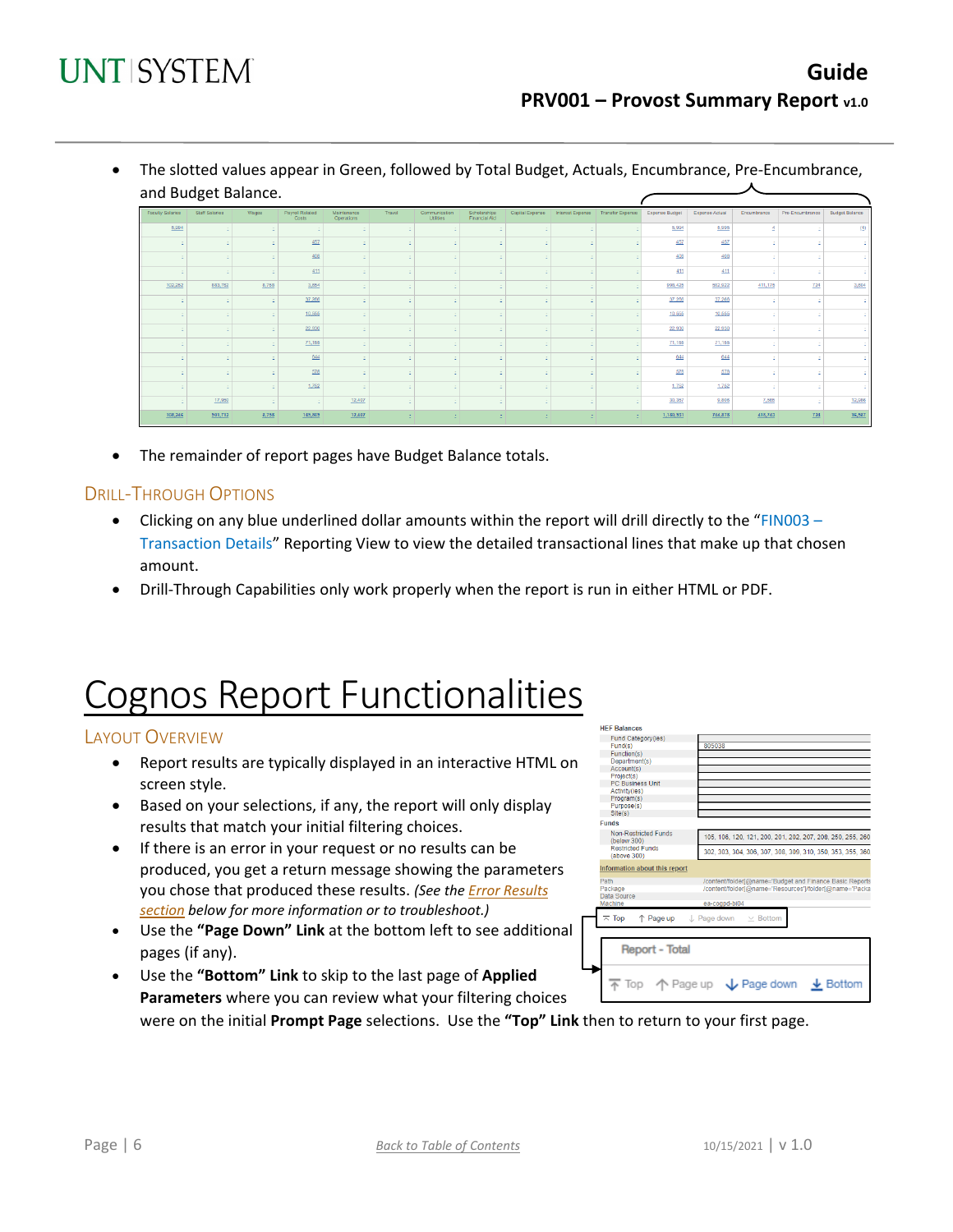- The slotted values appear in Green, followed by Total Budget, Actuals, Encumbrance, Pre-Encumbrance, and Budget Balance.

| Faculty Salaries | Staff Salaries | Wages | Payroll Related Costs | Maintenance Operations | Travel | Communication Utilities | Scholarships Financial Aid | Capital Expense | Interest Expense | Transfer Expense | Expense Budget | Expense Actual | Encumbrance | Pre-Encumbrance | Budget Balance |
|---|---|---|---|---|---|---|---|---|---|---|---|---|---|---|---|
| 6,994 | - | - | - | - | - | - | - | - | - | - | 6,994 | 6,995 | 4 | - | (4) |
| - | - | - | 457 | - | - | - | - | - | - | - | 457 | 457 | - | - | - |
| - | - | - | 408 | - | - | - | - | - | - | - | 408 | 408 | - | - | - |
| - | - | - | 411 | - | - | - | - | - | - | - | 411 | 411 | - | - | - |
| 102,262 | 883,752 | 8,758 | 3,654 | - | - | - | - | - | - | - | 998,425 | 882,622 | 411,176 | 724 | 3,604 |
| - | - | - | 37,260 | - | - | - | - | - | - | - | 37,260 | 37,260 | - | - | - |
| - | - | - | 10,655 | - | - | - | - | - | - | - | 10,655 | 10,655 | - | - | - |
| - | - | - | 22,930 | - | - | - | - | - | - | - | 22,930 | 22,930 | - | - | - |
| - | - | - | 71,159 | - | - | - | - | - | - | - | 71,159 | 71,159 | - | - | - |
| - | - | - | 644 | - | - | - | - | - | - | - | 644 | 644 | - | - | - |
| - | - | - | 578 | - | - | - | - | - | - | - | 578 | 578 | - | - | - |
| - | - | - | 1,762 | - | - | - | - | - | - | - | 1,762 | 1,762 | - | - | - |
| - | 17,960 | - | - | 12,407 | - | - | - | - | - | - | 30,367 | 9,806 | 7,565 | - | 12,996 |
| 109,256 | 901,712 | 8,758 | 185,805 | 12,407 | - | - | - | - | - | - | 1,180,951 | 744,878 | 418,743 | 724 | 16,597 |

- The remainder of report pages have Budget Balance totals.

### Drill-Through Options

- Clicking on any blue underlined dollar amounts within the report will drill directly to the "FIN003 – Transaction Details" Reporting View to view the detailed transactional lines that make up that chosen amount.
- Drill-Through Capabilities only work properly when the report is run in either HTML or PDF.

# Cognos Report Functionalities

### Layout Overview

- Report results are typically displayed in an interactive HTML on screen style.
- Based on your selections, if any, the report will only display results that match your initial filtering choices.
- If there is an error in your request or no results can be produced, you get a return message showing the parameters you chose that produced these results. *(See the Error Results section below for more information or to troubleshoot.)*
- Use the **"Page Down" Link** at the bottom left to see additional pages (if any).
- Use the **"Bottom" Link** to skip to the last page of **Applied Parameters** where you can review what your filtering choices were on the initial **Prompt Page** selections. Use the **"Top" Link** then to return to your first page.

| HEF Balances | |
|---|---|
| Fund Category(ies) | |
| Fund(s) | 805038 |
| Function(s) | |
| Department(s) | |
| Account(s) | |
| Project(s) | |
| PC Business Unit | |
| Activity(ies) | |
| Program(s) | |
| Purpose(s) | |
| Site(s) | |
| **Funds** | |
| Non-Restricted Funds (below 300) | 105, 106, 120, 121, 200, 201, 202, 207, 208, 250, 255, 260 |
| Restricted Funds (above 300) | 302, 303, 304, 306, 307, 308, 309, 310, 350, 353, 355, 360 |
| **Information about this report** | |
| Path | /content/folder[@name='Budget and Finance Basic Reports |
| Package | /content/folder[@name='Resources']/folder[@name='Packa |
| Data Source | |
| Machine | ea-cogpd-bi04 |

Top  Page up  Page down  Bottom

Report - Total

Top  Page up  Page down  Bottom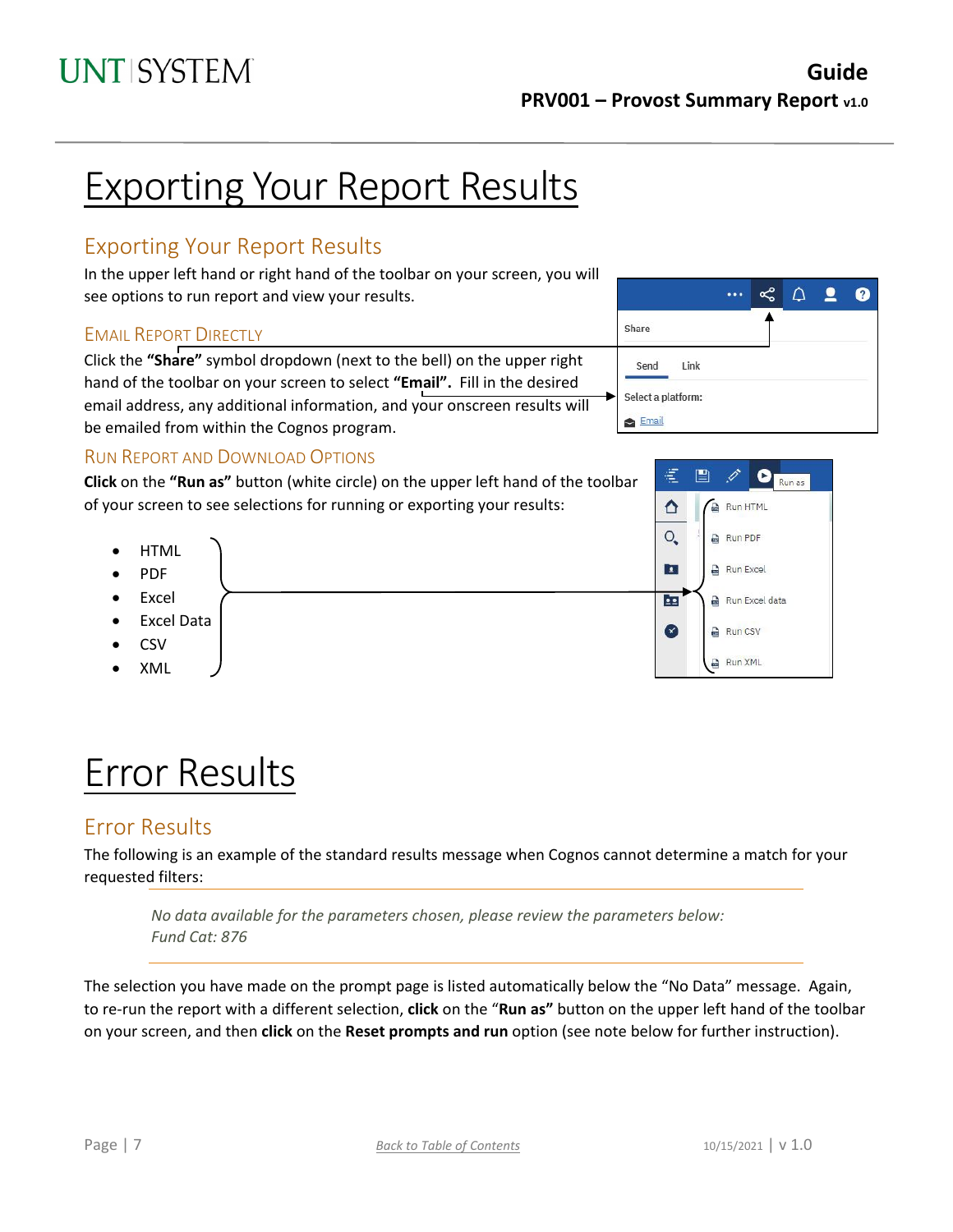# Exporting Your Report Results

## Exporting Your Report Results

In the upper left hand or right hand of the toolbar on your screen, you will see options to run report and view your results.

### Email Report Directly

Click the **"Share"** symbol dropdown (next to the bell) on the upper right hand of the toolbar on your screen to select **"Email"**. Fill in the desired email address, any additional information, and your onscreen results will be emailed from within the Cognos program.

### Run Report and Download Options

**Click** on the **"Run as"** button (white circle) on the upper left hand of the toolbar of your screen to see selections for running or exporting your results:

- HTML
- PDF
- Excel
- Excel Data
- CSV
- XML

# Error Results

## Error Results

The following is an example of the standard results message when Cognos cannot determine a match for your requested filters:

> *No data available for the parameters chosen, please review the parameters below:*
> *Fund Cat: 876*

The selection you have made on the prompt page is listed automatically below the "No Data" message. Again, to re-run the report with a different selection, **click** on the "**Run as"** button on the upper left hand of the toolbar on your screen, and then **click** on the **Reset prompts and run** option (see note below for further instruction).

Back to Table of Contents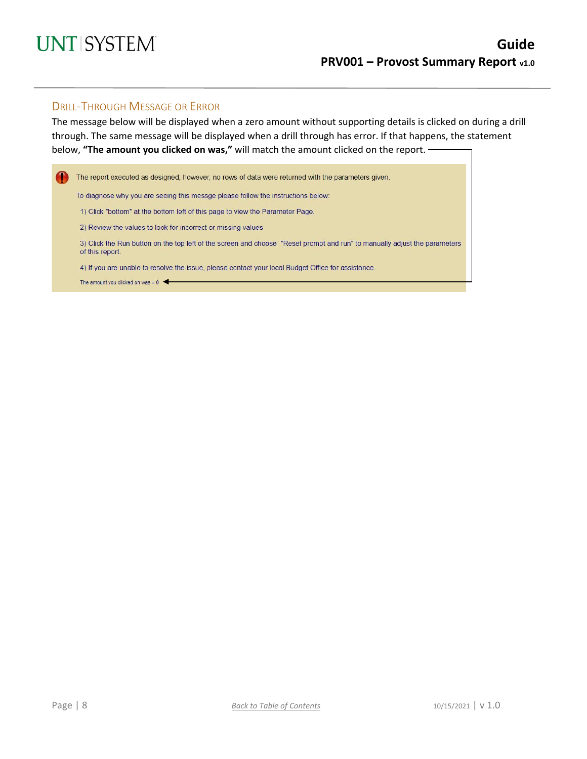## Drill-Through Message or Error

The message below will be displayed when a zero amount without supporting details is clicked on during a drill through. The same message will be displayed when a drill through has error. If that happens, the statement below, **"The amount you clicked on was,"** will match the amount clicked on the report.

The report executed as designed; however, no rows of data were returned with the parameters given.

To diagnose why you are seeing this messge please follow the instructions below:

1) Click "bottom" at the bottom left of this page to view the Parameter Page.

2) Review the values to look for incorrect or missing values

3) Click the Run button on the top left of the screen and choose "Reset prompt and run" to manually adjust the parameters of this report.

4) If you are unable to resolve the issue, please contact your local Budget Office for assistance.

The amount you clicked on was = 0